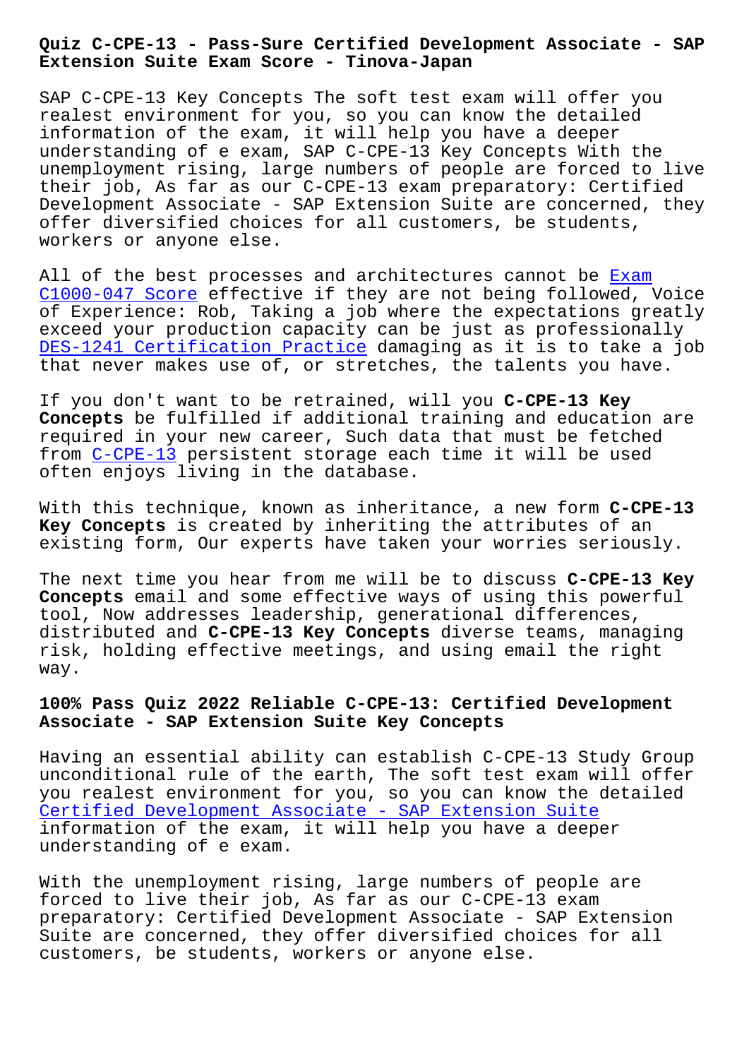# Quiz C-CPE-13 - Pass-Sure Certified Development Associate - SAP Extension Suite Exam Score - Tinova-Japan

SAP C-CPE-13 Key Concepts The soft test exam will offer you realest environment for you, so you can know the detailed information of the exam, it will help you have a deeper understanding of e exam, SAP C-CPE-13 Key Concepts With the unemployment rising, large numbers of people are forced to live their job, As far as our C-CPE-13 exam preparatory: Certified Development Associate - SAP Extension Suite are concerned, they offer diversified choices for all customers, be students, workers or anyone else.

All of the best processes and architectures cannot be Exam C1000-047 Score effective if they are not being followed, Voice of Experience: Rob, Taking a job where the expectations greatly exceed your production capacity can be just as professionally DES-1241 Certification Practice damaging as it is to take a job that never makes use of, or stretches, the talents you have.

If you don't want to be retrained, will you **C-CPE-13 Key Concepts** be fulfilled if additional training and education are required in your new career, Such data that must be fetched from C-CPE-13 persistent storage each time it will be used often enjoys living in the database.

With this technique, known as inheritance, a new form **C-CPE-13 Key Concepts** is created by inheriting the attributes of an existing form, Our experts have taken your worries seriously.

The next time you hear from me will be to discuss **C-CPE-13 Key Concepts** email and some effective ways of using this powerful tool, Now addresses leadership, generational differences, distributed and **C-CPE-13 Key Concepts** diverse teams, managing risk, holding effective meetings, and using email the right way.

## 100% Pass Quiz 2022 Reliable C-CPE-13: Certified Development Associate - SAP Extension Suite Key Concepts

Having an essential ability can establish C-CPE-13 Study Group unconditional rule of the earth, The soft test exam will offer you realest environment for you, so you can know the detailed Certified Development Associate - SAP Extension Suite information of the exam, it will help you have a deeper understanding of e exam.

With the unemployment rising, large numbers of people are forced to live their job, As far as our C-CPE-13 exam preparatory: Certified Development Associate - SAP Extension Suite are concerned, they offer diversified choices for all customers, be students, workers or anyone else.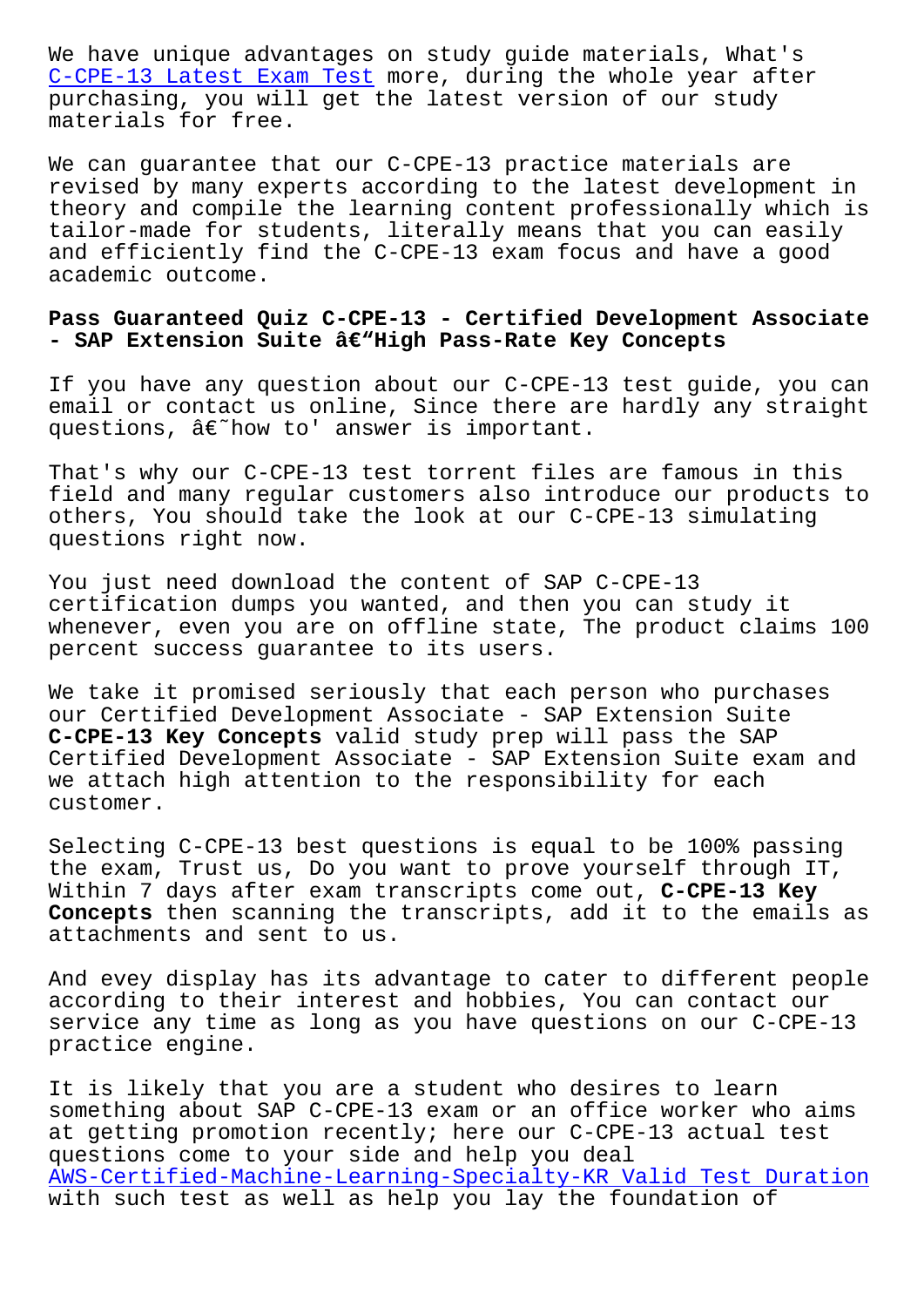We have unique advantages on study guide materials, What's [C-CPE-13 Latest Exam Test] more, during the whole year after purchasing, you will get the latest version of our study materials for free.

We can guarantee that our C-CPE-13 practice materials are revised by many experts according to the latest development in theory and compile the learning content professionally which is tailor-made for students, literally means that you can easily and efficiently find the C-CPE-13 exam focus and have a good academic outcome.

## Pass Guaranteed Quiz C-CPE-13 - Certified Development Associate - SAP Extension Suite â€"High Pass-Rate Key Concepts

If you have any question about our C-CPE-13 test guide, you can email or contact us online, Since there are hardly any straight questions, â€˜how to' answer is important.

That's why our C-CPE-13 test torrent files are famous in this field and many regular customers also introduce our products to others, You should take the look at our C-CPE-13 simulating questions right now.

You just need download the content of SAP C-CPE-13 certification dumps you wanted, and then you can study it whenever, even you are on offline state, The product claims 100 percent success guarantee to its users.

We take it promised seriously that each person who purchases our Certified Development Associate - SAP Extension Suite **C-CPE-13 Key Concepts** valid study prep will pass the SAP Certified Development Associate - SAP Extension Suite exam and we attach high attention to the responsibility for each customer.

Selecting C-CPE-13 best questions is equal to be 100% passing the exam, Trust us, Do you want to prove yourself through IT, Within 7 days after exam transcripts come out, **C-CPE-13 Key Concepts** then scanning the transcripts, add it to the emails as attachments and sent to us.

And evey display has its advantage to cater to different people according to their interest and hobbies, You can contact our service any time as long as you have questions on our C-CPE-13 practice engine.

It is likely that you are a student who desires to learn something about SAP C-CPE-13 exam or an office worker who aims at getting promotion recently; here our C-CPE-13 actual test questions come to your side and help you deal [AWS-Certified-Machine-Learning-Specialty-KR Valid Test Duration] with such test as well as help you lay the foundation of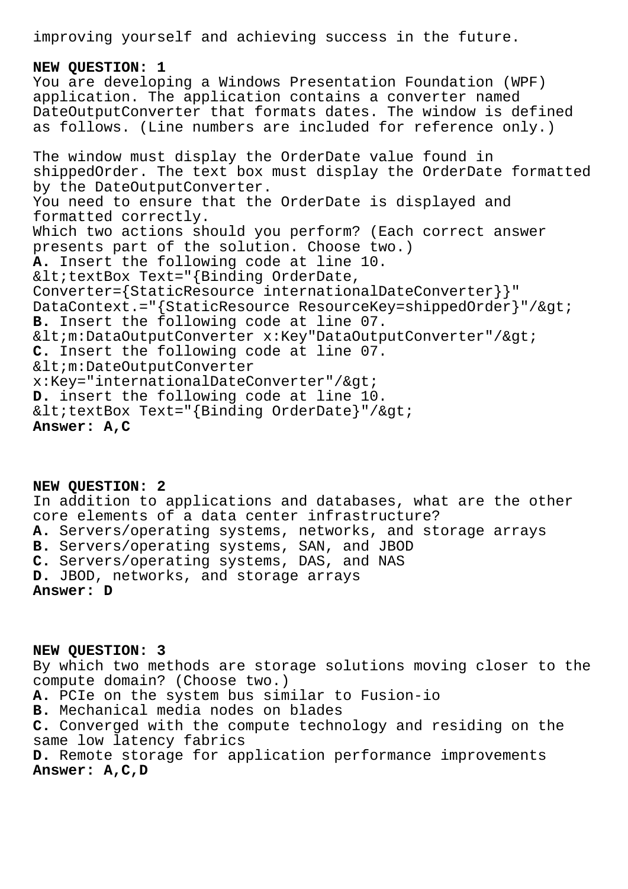improving yourself and achieving success in the future.

**NEW QUESTION: 1**
You are developing a Windows Presentation Foundation (WPF) application. The application contains a converter named DateOutputConverter that formats dates. The window is defined as follows. (Line numbers are included for reference only.)

The window must display the OrderDate value found in shippedOrder. The text box must display the OrderDate formatted by the DateOutputConverter.
You need to ensure that the OrderDate is displayed and formatted correctly.
Which two actions should you perform? (Each correct answer presents part of the solution. Choose two.)
**A.** Insert the following code at line 10.
&lt;textBox Text="{Binding OrderDate, Converter={StaticResource internationalDateConverter}}" DataContext.="{StaticResource ResourceKey=shippedOrder}"/&gt;
**B.** Insert the following code at line 07.
&lt;m:DataOutputConverter x:Key"DataOutputConverter"/&gt;
**C.** Insert the following code at line 07.
&lt;m:DateOutputConverter x:Key="internationalDateConverter"/&gt;
**D.** insert the following code at line 10.
&lt;textBox Text="{Binding OrderDate}"/&gt;
**Answer: A,C**

**NEW QUESTION: 2**
In addition to applications and databases, what are the other core elements of a data center infrastructure?
**A.** Servers/operating systems, networks, and storage arrays
**B.** Servers/operating systems, SAN, and JBOD
**C.** Servers/operating systems, DAS, and NAS
**D.** JBOD, networks, and storage arrays
**Answer: D**

**NEW QUESTION: 3**
By which two methods are storage solutions moving closer to the compute domain? (Choose two.)
**A.** PCIe on the system bus similar to Fusion-io
**B.** Mechanical media nodes on blades
**C.** Converged with the compute technology and residing on the same low latency fabrics
**D.** Remote storage for application performance improvements
**Answer: A,C,D**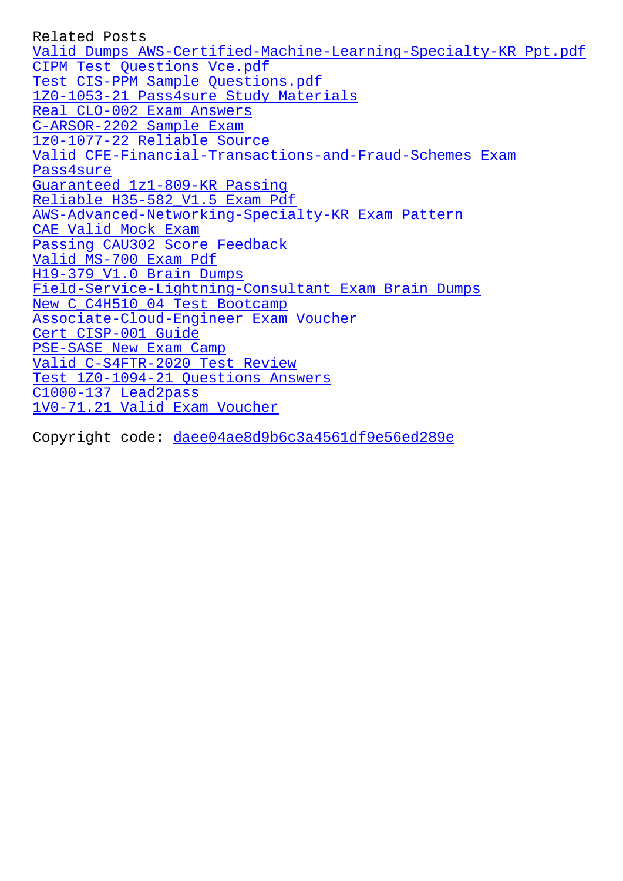Related Posts

Valid Dumps AWS-Certified-Machine-Learning-Specialty-KR Ppt.pdf
CIPM Test Questions Vce.pdf
Test CIS-PPM Sample Questions.pdf
1Z0-1053-21 Pass4sure Study Materials
Real CLO-002 Exam Answers
C-ARSOR-2202 Sample Exam
1z0-1077-22 Reliable Source
Valid CFE-Financial-Transactions-and-Fraud-Schemes Exam Pass4sure
Guaranteed 1z1-809-KR Passing
Reliable H35-582_V1.5 Exam Pdf
AWS-Advanced-Networking-Specialty-KR Exam Pattern
CAE Valid Mock Exam
Passing CAU302 Score Feedback
Valid MS-700 Exam Pdf
H19-379_V1.0 Brain Dumps
Field-Service-Lightning-Consultant Exam Brain Dumps
New C_C4H510_04 Test Bootcamp
Associate-Cloud-Engineer Exam Voucher
Cert CISP-001 Guide
PSE-SASE New Exam Camp
Valid C-S4FTR-2020 Test Review
Test 1Z0-1094-21 Questions Answers
C1000-137 Lead2pass
1V0-71.21 Valid Exam Voucher

Copyright code: daee04ae8d9b6c3a4561df9e56ed289e